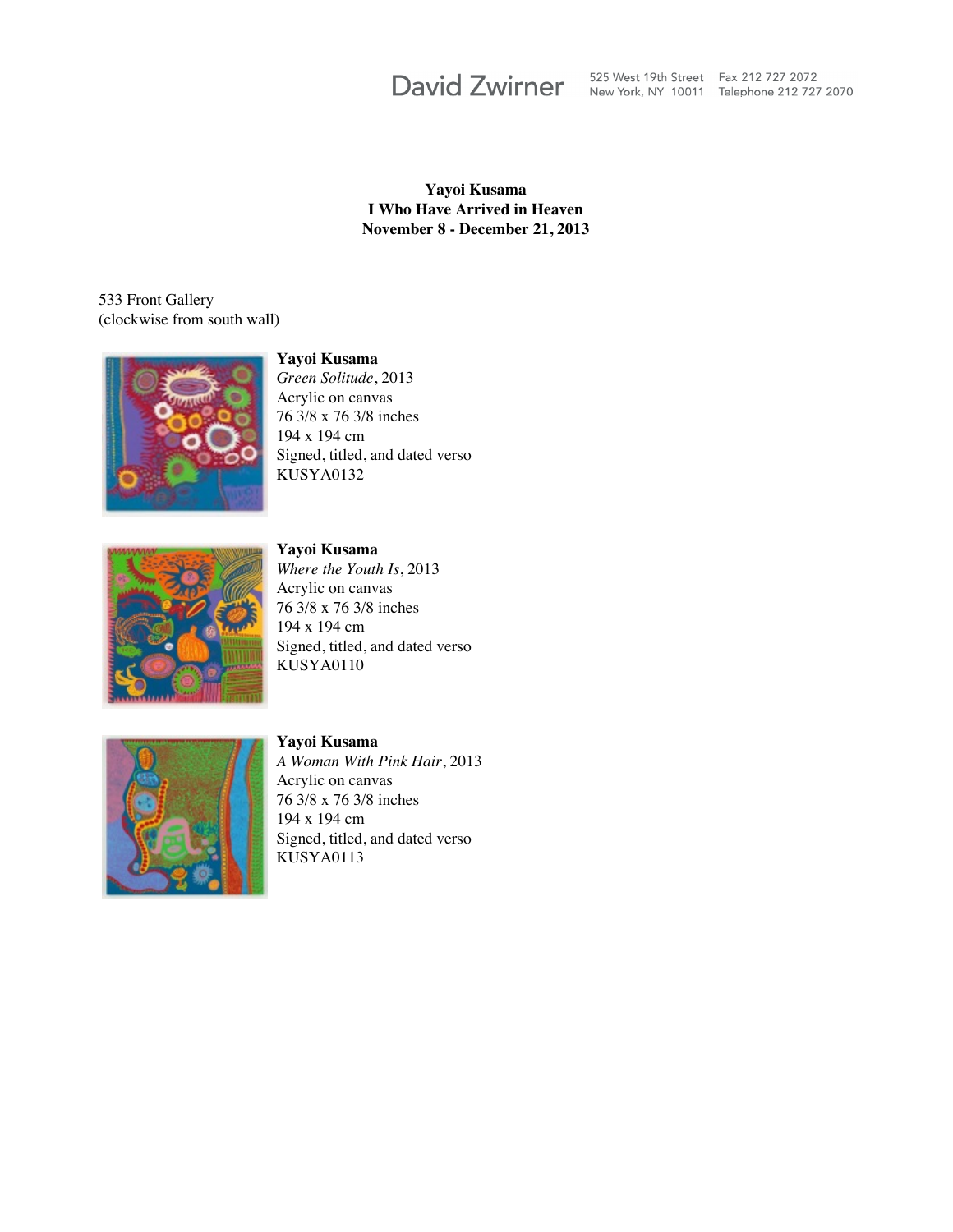**Yayoi Kusama**
**I Who Have Arrived in Heaven**
**November 8 - December 21, 2013**

533 Front Gallery
(clockwise from south wall)

**Yayoi Kusama**
*Green Solitude*, 2013
Acrylic on canvas
76 3/8 x 76 3/8 inches
194 x 194 cm
Signed, titled, and dated verso
KUSYA0132

**Yayoi Kusama**
*Where the Youth Is*, 2013
Acrylic on canvas
76 3/8 x 76 3/8 inches
194 x 194 cm
Signed, titled, and dated verso
KUSYA0110

**Yayoi Kusama**
*A Woman With Pink Hair*, 2013
Acrylic on canvas
76 3/8 x 76 3/8 inches
194 x 194 cm
Signed, titled, and dated verso
KUSYA0113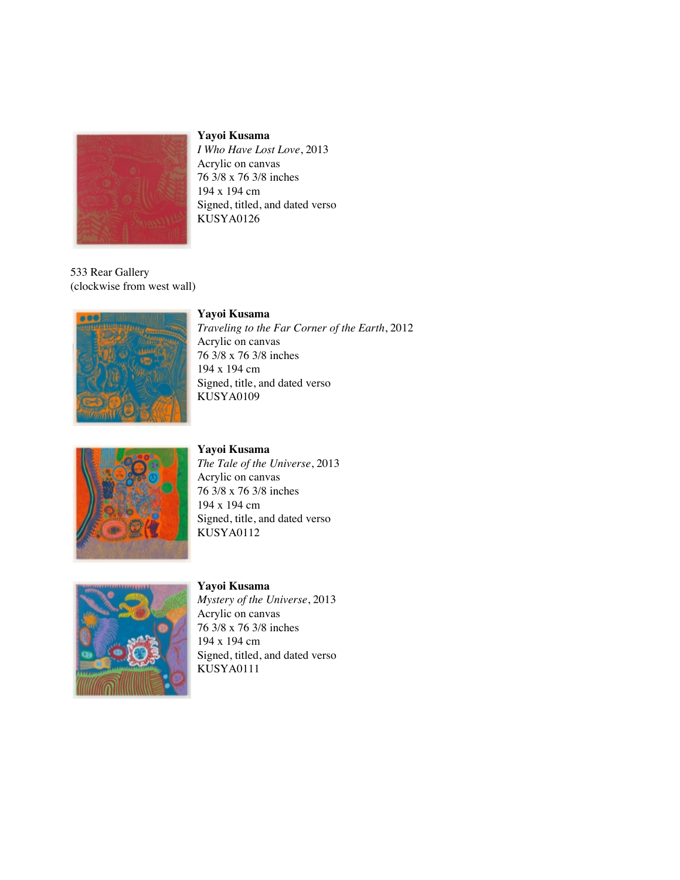**Yayoi Kusama**
*I Who Have Lost Love*, 2013
Acrylic on canvas
76 3/8 x 76 3/8 inches
194 x 194 cm
Signed, titled, and dated verso
KUSYA0126

533 Rear Gallery
(clockwise from west wall)

**Yayoi Kusama**
*Traveling to the Far Corner of the Earth*, 2012
Acrylic on canvas
76 3/8 x 76 3/8 inches
194 x 194 cm
Signed, title, and dated verso
KUSYA0109

**Yayoi Kusama**
*The Tale of the Universe*, 2013
Acrylic on canvas
76 3/8 x 76 3/8 inches
194 x 194 cm
Signed, title, and dated verso
KUSYA0112

**Yayoi Kusama**
*Mystery of the Universe*, 2013
Acrylic on canvas
76 3/8 x 76 3/8 inches
194 x 194 cm
Signed, titled, and dated verso
KUSYA0111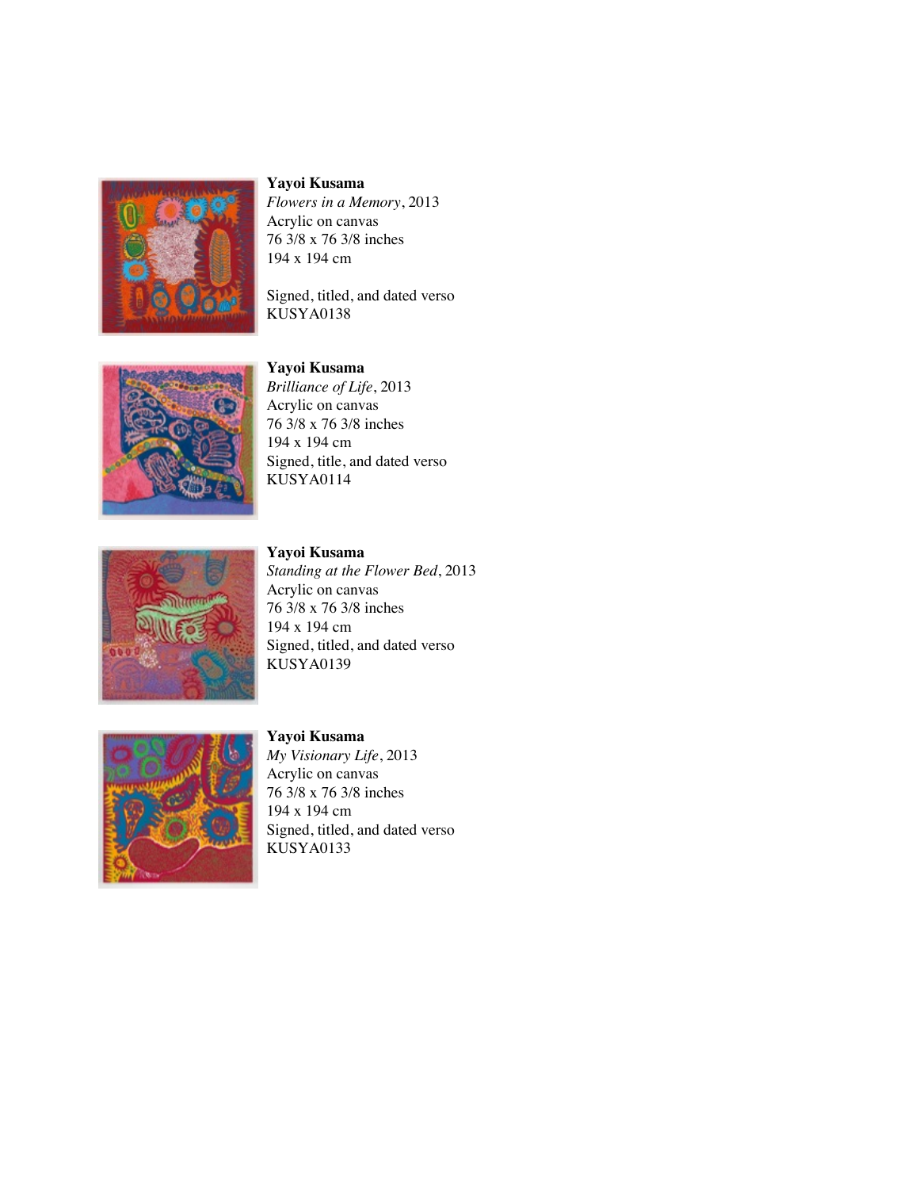**Yayoi Kusama**
*Flowers in a Memory*, 2013
Acrylic on canvas
76 3/8 x 76 3/8 inches
194 x 194 cm

Signed, titled, and dated verso
KUSYA0138

**Yayoi Kusama**
*Brilliance of Life*, 2013
Acrylic on canvas
76 3/8 x 76 3/8 inches
194 x 194 cm
Signed, title, and dated verso
KUSYA0114

**Yayoi Kusama**
*Standing at the Flower Bed*, 2013
Acrylic on canvas
76 3/8 x 76 3/8 inches
194 x 194 cm
Signed, titled, and dated verso
KUSYA0139

**Yayoi Kusama**
*My Visionary Life*, 2013
Acrylic on canvas
76 3/8 x 76 3/8 inches
194 x 194 cm
Signed, titled, and dated verso
KUSYA0133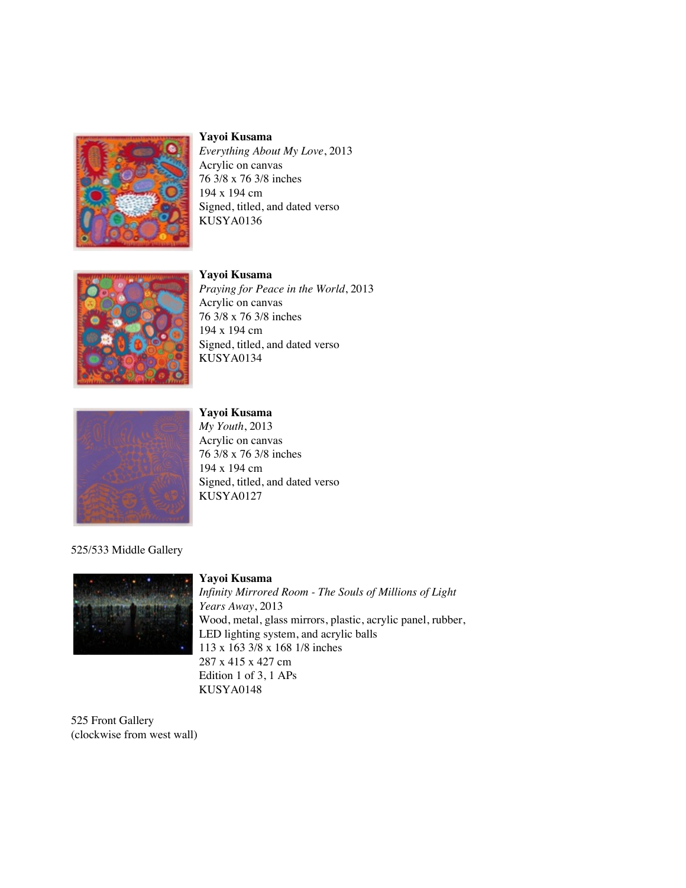**Yayoi Kusama**
*Everything About My Love*, 2013
Acrylic on canvas
76 3/8 x 76 3/8 inches
194 x 194 cm
Signed, titled, and dated verso
KUSYA0136

**Yayoi Kusama**
*Praying for Peace in the World*, 2013
Acrylic on canvas
76 3/8 x 76 3/8 inches
194 x 194 cm
Signed, titled, and dated verso
KUSYA0134

**Yayoi Kusama**
*My Youth*, 2013
Acrylic on canvas
76 3/8 x 76 3/8 inches
194 x 194 cm
Signed, titled, and dated verso
KUSYA0127

525/533 Middle Gallery

**Yayoi Kusama**
*Infinity Mirrored Room - The Souls of Millions of Light Years Away*, 2013
Wood, metal, glass mirrors, plastic, acrylic panel, rubber, LED lighting system, and acrylic balls
113 x 163 3/8 x 168 1/8 inches
287 x 415 x 427 cm
Edition 1 of 3, 1 APs
KUSYA0148

525 Front Gallery
(clockwise from west wall)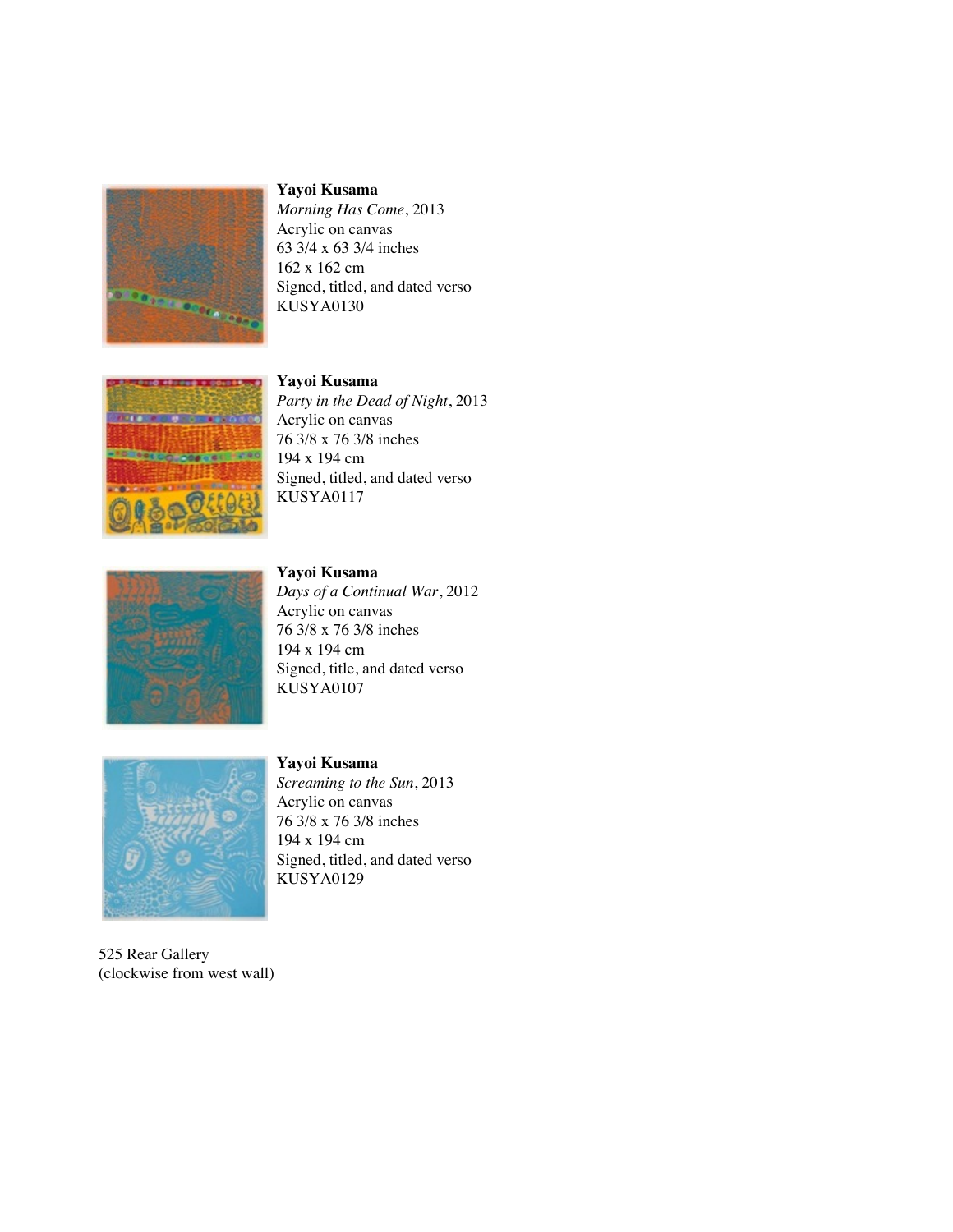**Yayoi Kusama**
*Morning Has Come*, 2013
Acrylic on canvas
63 3/4 x 63 3/4 inches
162 x 162 cm
Signed, titled, and dated verso
KUSYA0130

**Yayoi Kusama**
*Party in the Dead of Night*, 2013
Acrylic on canvas
76 3/8 x 76 3/8 inches
194 x 194 cm
Signed, titled, and dated verso
KUSYA0117

**Yayoi Kusama**
*Days of a Continual War*, 2012
Acrylic on canvas
76 3/8 x 76 3/8 inches
194 x 194 cm
Signed, title, and dated verso
KUSYA0107

**Yayoi Kusama**
*Screaming to the Sun*, 2013
Acrylic on canvas
76 3/8 x 76 3/8 inches
194 x 194 cm
Signed, titled, and dated verso
KUSYA0129

525 Rear Gallery
(clockwise from west wall)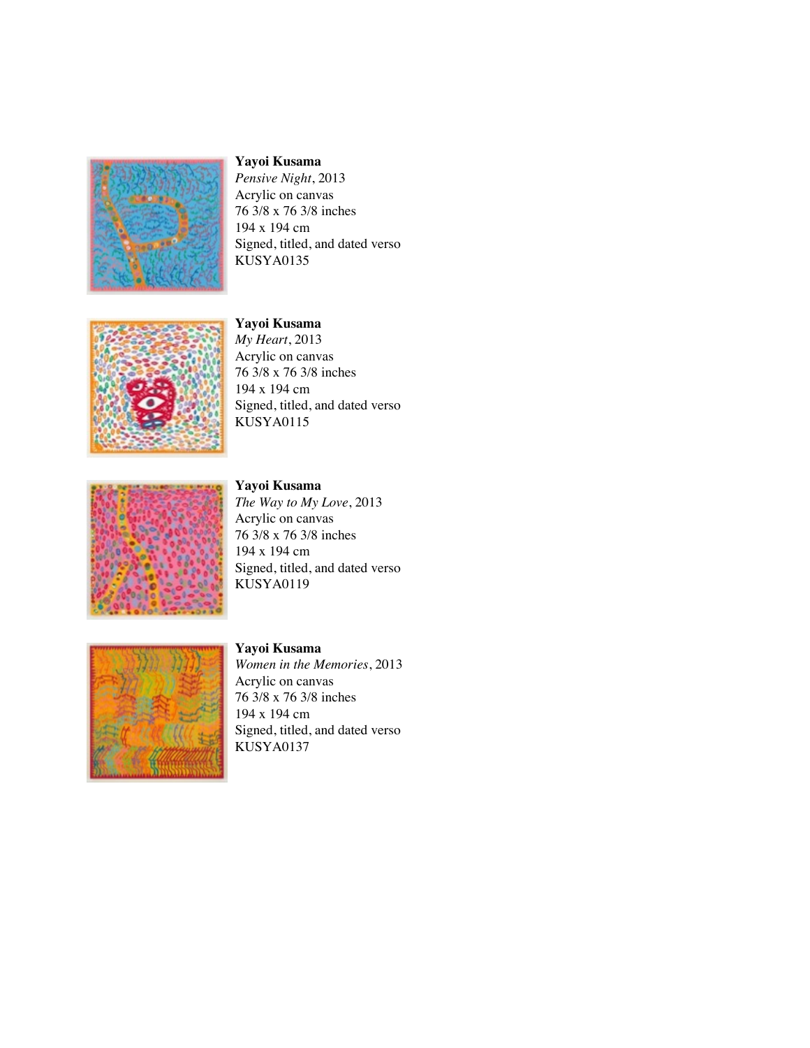**Yayoi Kusama**
*Pensive Night*, 2013
Acrylic on canvas
76 3/8 x 76 3/8 inches
194 x 194 cm
Signed, titled, and dated verso
KUSYA0135

**Yayoi Kusama**
*My Heart*, 2013
Acrylic on canvas
76 3/8 x 76 3/8 inches
194 x 194 cm
Signed, titled, and dated verso
KUSYA0115

**Yayoi Kusama**
*The Way to My Love*, 2013
Acrylic on canvas
76 3/8 x 76 3/8 inches
194 x 194 cm
Signed, titled, and dated verso
KUSYA0119

**Yayoi Kusama**
*Women in the Memories*, 2013
Acrylic on canvas
76 3/8 x 76 3/8 inches
194 x 194 cm
Signed, titled, and dated verso
KUSYA0137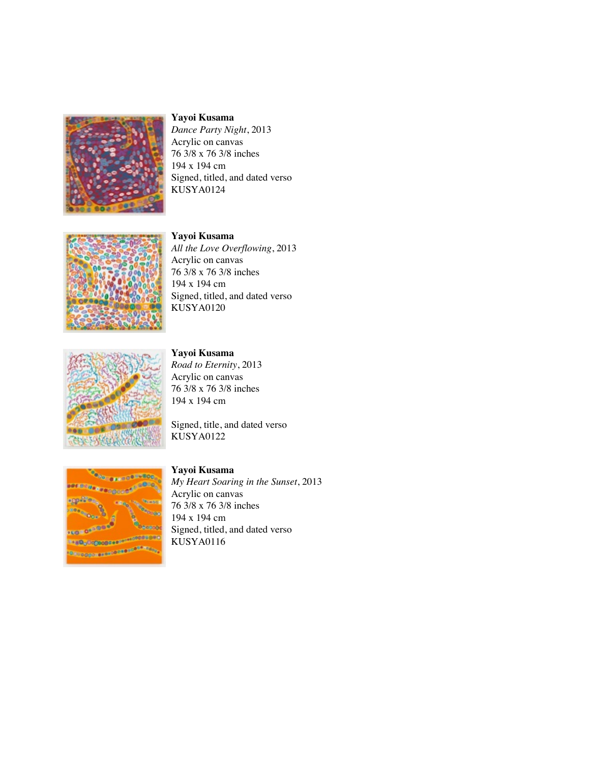**Yayoi Kusama**
*Dance Party Night*, 2013
Acrylic on canvas
76 3/8 x 76 3/8 inches
194 x 194 cm
Signed, titled, and dated verso
KUSYA0124

**Yayoi Kusama**
*All the Love Overflowing*, 2013
Acrylic on canvas
76 3/8 x 76 3/8 inches
194 x 194 cm
Signed, titled, and dated verso
KUSYA0120

**Yayoi Kusama**
*Road to Eternity*, 2013
Acrylic on canvas
76 3/8 x 76 3/8 inches
194 x 194 cm

Signed, title, and dated verso
KUSYA0122

**Yayoi Kusama**
*My Heart Soaring in the Sunset*, 2013
Acrylic on canvas
76 3/8 x 76 3/8 inches
194 x 194 cm
Signed, titled, and dated verso
KUSYA0116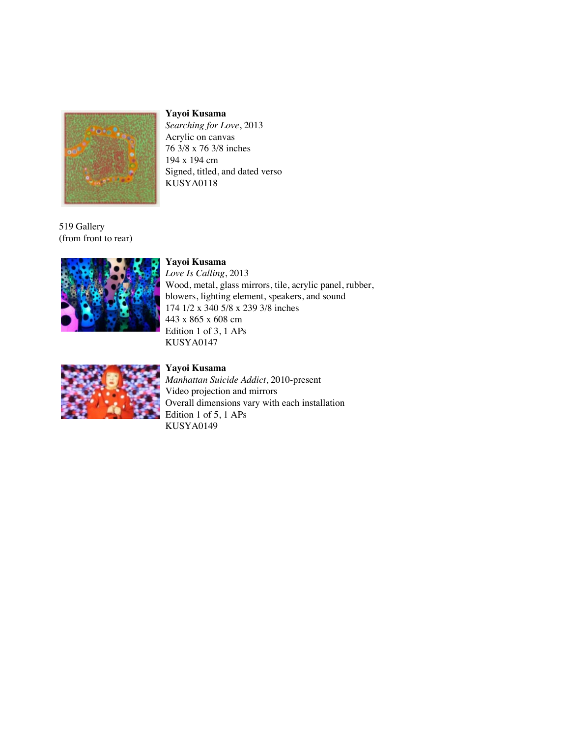**Yayoi Kusama**
*Searching for Love*, 2013
Acrylic on canvas
76 3/8 x 76 3/8 inches
194 x 194 cm
Signed, titled, and dated verso
KUSYA0118

519 Gallery
(from front to rear)

**Yayoi Kusama**
*Love Is Calling*, 2013
Wood, metal, glass mirrors, tile, acrylic panel, rubber, blowers, lighting element, speakers, and sound
174 1/2 x 340 5/8 x 239 3/8 inches
443 x 865 x 608 cm
Edition 1 of 3, 1 APs
KUSYA0147

**Yayoi Kusama**
*Manhattan Suicide Addict*, 2010-present
Video projection and mirrors
Overall dimensions vary with each installation
Edition 1 of 5, 1 APs
KUSYA0149